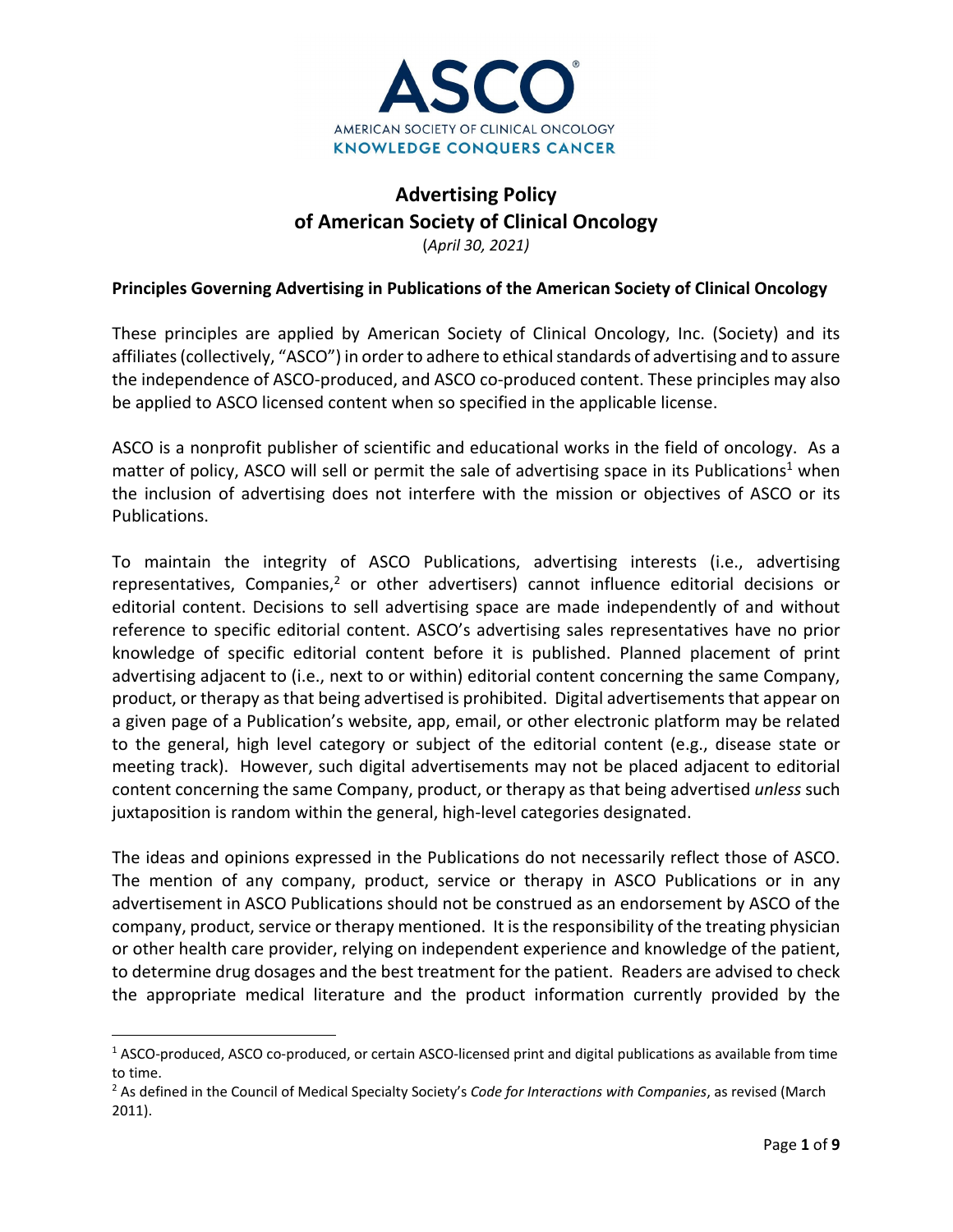# Advertising Policy of American Society of Clinical Oncology

(*April 30, 2021)*

**Principles Governing Advertising in Publications of the American Society of Clinical Oncology**

These principles are applied by American Society of Clinical Oncology, Inc. (Society) and its affiliates (collectively, "ASCO") in order to adhere to ethical standards of advertising and to assure the independence of ASCO-produced, and ASCO co-produced content. These principles may also be applied to ASCO licensed content when so specified in the applicable license.

ASCO is a nonprofit publisher of scientific and educational works in the field of oncology. As a matter of policy, ASCO will sell or permit the sale of advertising space in its Publications[1] when the inclusion of advertising does not interfere with the mission or objectives of ASCO or its Publications.

To maintain the integrity of ASCO Publications, advertising interests (i.e., advertising representatives, Companies,[2] or other advertisers) cannot influence editorial decisions or editorial content. Decisions to sell advertising space are made independently of and without reference to specific editorial content. ASCO's advertising sales representatives have no prior knowledge of specific editorial content before it is published. Planned placement of print advertising adjacent to (i.e., next to or within) editorial content concerning the same Company, product, or therapy as that being advertised is prohibited. Digital advertisements that appear on a given page of a Publication's website, app, email, or other electronic platform may be related to the general, high level category or subject of the editorial content (e.g., disease state or meeting track). However, such digital advertisements may not be placed adjacent to editorial content concerning the same Company, product, or therapy as that being advertised *unless* such juxtaposition is random within the general, high-level categories designated.

The ideas and opinions expressed in the Publications do not necessarily reflect those of ASCO. The mention of any company, product, service or therapy in ASCO Publications or in any advertisement in ASCO Publications should not be construed as an endorsement by ASCO of the company, product, service or therapy mentioned. It is the responsibility of the treating physician or other health care provider, relying on independent experience and knowledge of the patient, to determine drug dosages and the best treatment for the patient. Readers are advised to check the appropriate medical literature and the product information currently provided by the

[1] ASCO-produced, ASCO co-produced, or certain ASCO-licensed print and digital publications as available from time to time.

[2] As defined in the Council of Medical Specialty Society's *Code for Interactions with Companies*, as revised (March 2011).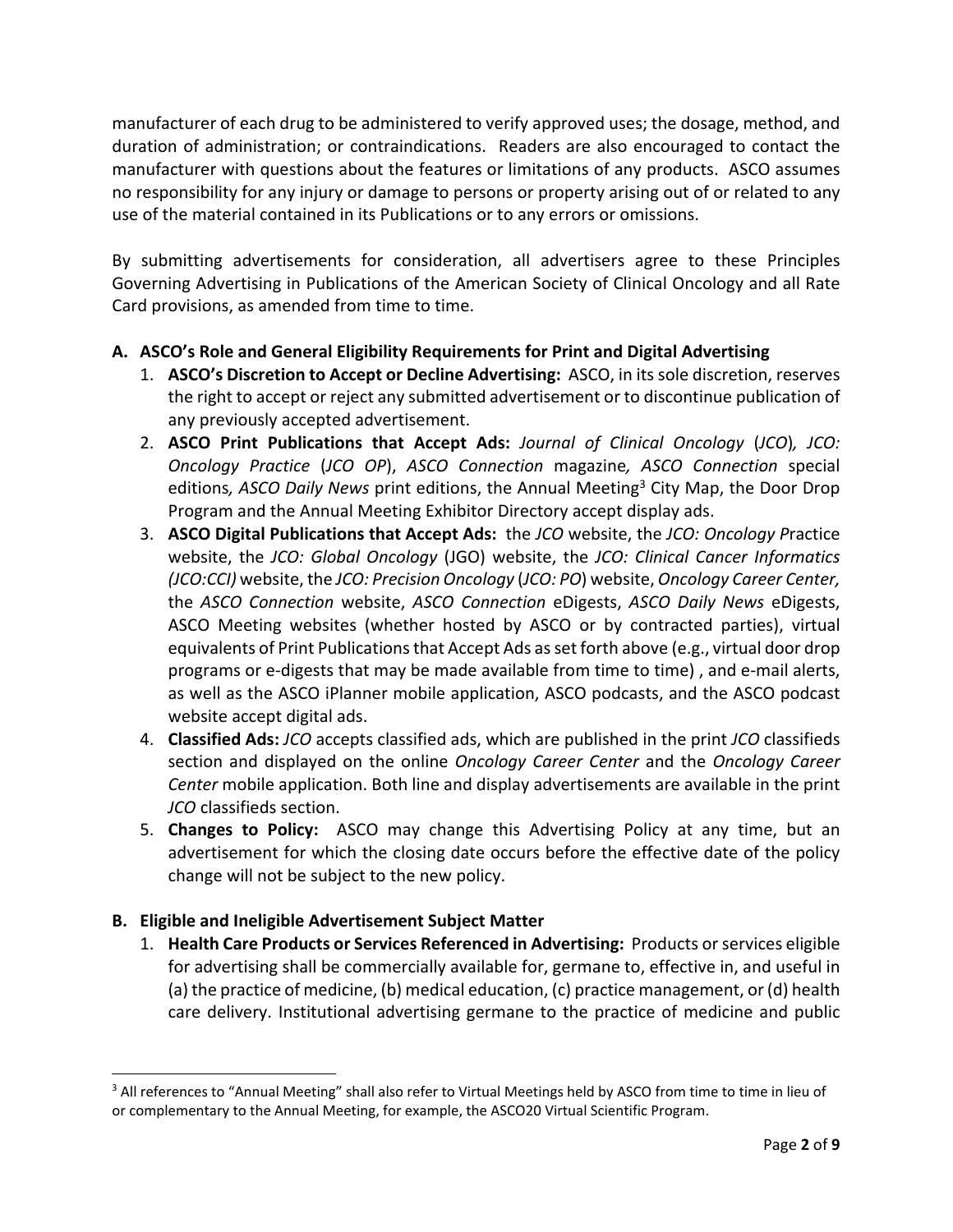manufacturer of each drug to be administered to verify approved uses; the dosage, method, and duration of administration; or contraindications. Readers are also encouraged to contact the manufacturer with questions about the features or limitations of any products. ASCO assumes no responsibility for any injury or damage to persons or property arising out of or related to any use of the material contained in its Publications or to any errors or omissions.

By submitting advertisements for consideration, all advertisers agree to these Principles Governing Advertising in Publications of the American Society of Clinical Oncology and all Rate Card provisions, as amended from time to time.

**A. ASCO's Role and General Eligibility Requirements for Print and Digital Advertising**

1. **ASCO's Discretion to Accept or Decline Advertising:** ASCO, in its sole discretion, reserves the right to accept or reject any submitted advertisement or to discontinue publication of any previously accepted advertisement.
2. **ASCO Print Publications that Accept Ads:** *Journal of Clinical Oncology* (*JCO*)*, JCO: Oncology Practice* (*JCO OP*), *ASCO Connection* magazine*, ASCO Connection* special editions*, ASCO Daily News* print editions, the Annual Meeting[3] City Map, the Door Drop Program and the Annual Meeting Exhibitor Directory accept display ads.
3. **ASCO Digital Publications that Accept Ads:** the *JCO* website, the *JCO: Oncology P*ractice website, the *JCO: Global Oncology* (JGO) website, the *JCO: Clinical Cancer Informatics (JCO:CCI)* website, the *JCO: Precision Oncology* (*JCO: PO*) website, *Oncology Career Center,* the *ASCO Connection* website, *ASCO Connection* eDigests, *ASCO Daily News* eDigests, ASCO Meeting websites (whether hosted by ASCO or by contracted parties), virtual equivalents of Print Publications that Accept Ads as set forth above (e.g., virtual door drop programs or e-digests that may be made available from time to time) , and e-mail alerts, as well as the ASCO iPlanner mobile application, ASCO podcasts, and the ASCO podcast website accept digital ads.
4. **Classified Ads:** *JCO* accepts classified ads, which are published in the print *JCO* classifieds section and displayed on the online *Oncology Career Center* and the *Oncology Career Center* mobile application. Both line and display advertisements are available in the print *JCO* classifieds section.
5. **Changes to Policy:** ASCO may change this Advertising Policy at any time, but an advertisement for which the closing date occurs before the effective date of the policy change will not be subject to the new policy.

**B. Eligible and Ineligible Advertisement Subject Matter**

1. **Health Care Products or Services Referenced in Advertising:** Products or services eligible for advertising shall be commercially available for, germane to, effective in, and useful in (a) the practice of medicine, (b) medical education, (c) practice management, or (d) health care delivery. Institutional advertising germane to the practice of medicine and public

[3] All references to "Annual Meeting" shall also refer to Virtual Meetings held by ASCO from time to time in lieu of or complementary to the Annual Meeting, for example, the ASCO20 Virtual Scientific Program.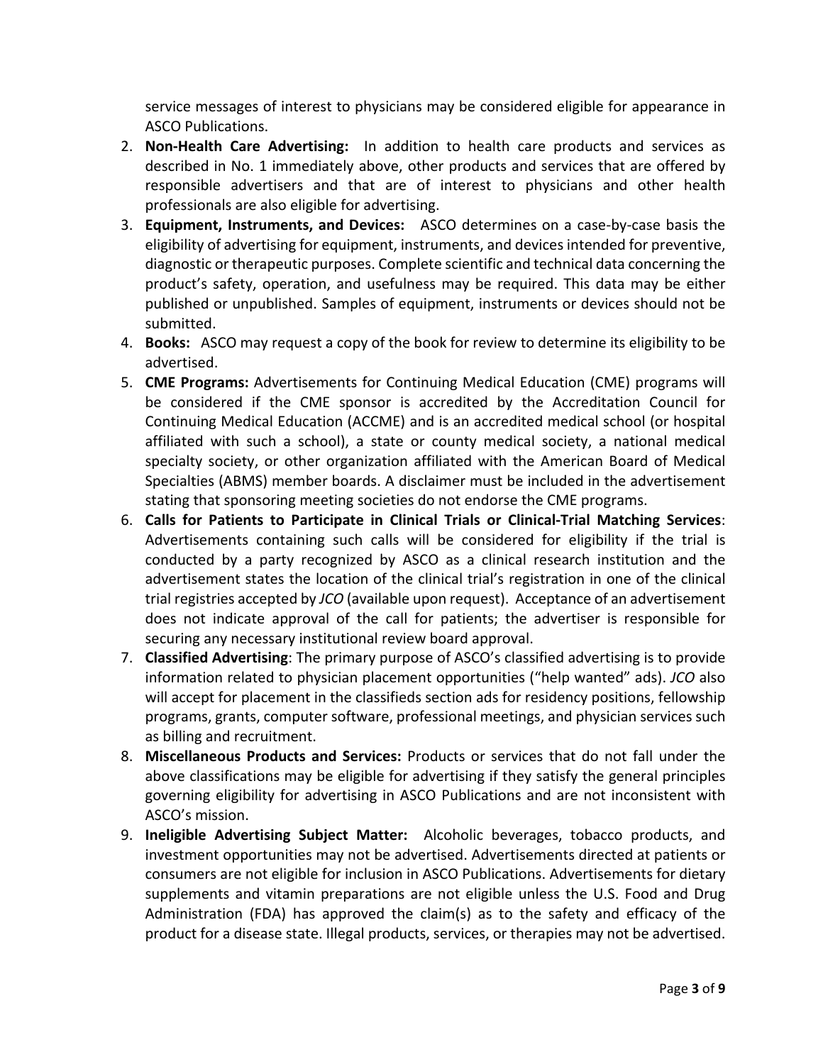service messages of interest to physicians may be considered eligible for appearance in ASCO Publications.

2. **Non-Health Care Advertising:** In addition to health care products and services as described in No. 1 immediately above, other products and services that are offered by responsible advertisers and that are of interest to physicians and other health professionals are also eligible for advertising.
3. **Equipment, Instruments, and Devices:** ASCO determines on a case-by-case basis the eligibility of advertising for equipment, instruments, and devices intended for preventive, diagnostic or therapeutic purposes. Complete scientific and technical data concerning the product's safety, operation, and usefulness may be required. This data may be either published or unpublished. Samples of equipment, instruments or devices should not be submitted.
4. **Books:** ASCO may request a copy of the book for review to determine its eligibility to be advertised.
5. **CME Programs:** Advertisements for Continuing Medical Education (CME) programs will be considered if the CME sponsor is accredited by the Accreditation Council for Continuing Medical Education (ACCME) and is an accredited medical school (or hospital affiliated with such a school), a state or county medical society, a national medical specialty society, or other organization affiliated with the American Board of Medical Specialties (ABMS) member boards. A disclaimer must be included in the advertisement stating that sponsoring meeting societies do not endorse the CME programs.
6. **Calls for Patients to Participate in Clinical Trials or Clinical-Trial Matching Services**: Advertisements containing such calls will be considered for eligibility if the trial is conducted by a party recognized by ASCO as a clinical research institution and the advertisement states the location of the clinical trial's registration in one of the clinical trial registries accepted by *JCO* (available upon request). Acceptance of an advertisement does not indicate approval of the call for patients; the advertiser is responsible for securing any necessary institutional review board approval.
7. **Classified Advertising**: The primary purpose of ASCO's classified advertising is to provide information related to physician placement opportunities ("help wanted" ads). *JCO* also will accept for placement in the classifieds section ads for residency positions, fellowship programs, grants, computer software, professional meetings, and physician services such as billing and recruitment.
8. **Miscellaneous Products and Services:** Products or services that do not fall under the above classifications may be eligible for advertising if they satisfy the general principles governing eligibility for advertising in ASCO Publications and are not inconsistent with ASCO's mission.
9. **Ineligible Advertising Subject Matter:** Alcoholic beverages, tobacco products, and investment opportunities may not be advertised. Advertisements directed at patients or consumers are not eligible for inclusion in ASCO Publications. Advertisements for dietary supplements and vitamin preparations are not eligible unless the U.S. Food and Drug Administration (FDA) has approved the claim(s) as to the safety and efficacy of the product for a disease state. Illegal products, services, or therapies may not be advertised.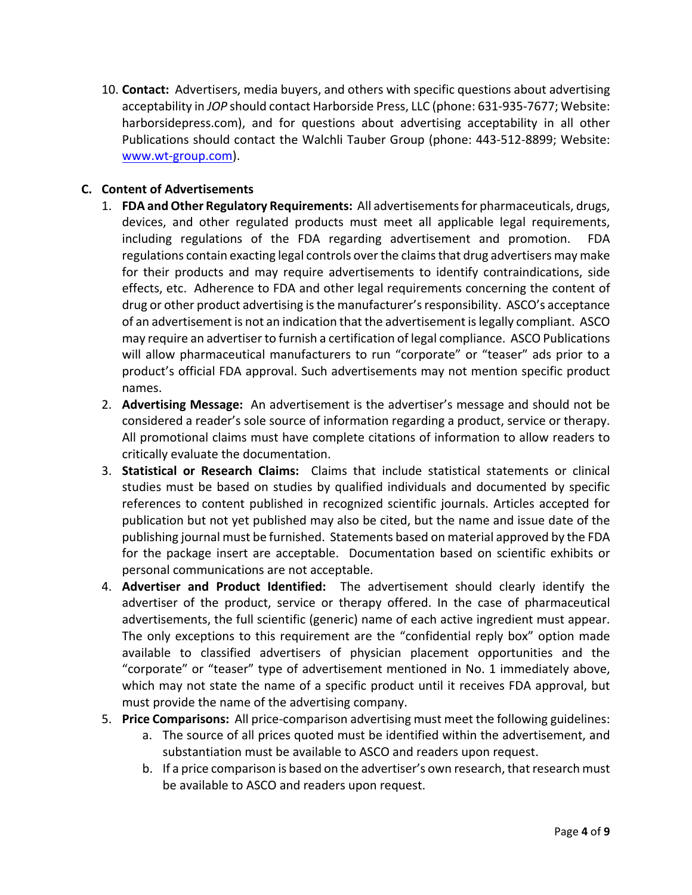10. **Contact:** Advertisers, media buyers, and others with specific questions about advertising acceptability in *JOP* should contact Harborside Press, LLC (phone: 631-935-7677; Website: harborsidepress.com), and for questions about advertising acceptability in all other Publications should contact the Walchli Tauber Group (phone: 443-512-8899; Website: [www.wt-group.com](http://www.wt-group.com)).

### C. Content of Advertisements

1. **FDA and Other Regulatory Requirements:** All advertisements for pharmaceuticals, drugs, devices, and other regulated products must meet all applicable legal requirements, including regulations of the FDA regarding advertisement and promotion. FDA regulations contain exacting legal controls over the claims that drug advertisers may make for their products and may require advertisements to identify contraindications, side effects, etc. Adherence to FDA and other legal requirements concerning the content of drug or other product advertising is the manufacturer's responsibility. ASCO's acceptance of an advertisement is not an indication that the advertisement is legally compliant. ASCO may require an advertiser to furnish a certification of legal compliance. ASCO Publications will allow pharmaceutical manufacturers to run "corporate" or "teaser" ads prior to a product's official FDA approval. Such advertisements may not mention specific product names.
2. **Advertising Message:** An advertisement is the advertiser's message and should not be considered a reader's sole source of information regarding a product, service or therapy. All promotional claims must have complete citations of information to allow readers to critically evaluate the documentation.
3. **Statistical or Research Claims:** Claims that include statistical statements or clinical studies must be based on studies by qualified individuals and documented by specific references to content published in recognized scientific journals. Articles accepted for publication but not yet published may also be cited, but the name and issue date of the publishing journal must be furnished. Statements based on material approved by the FDA for the package insert are acceptable. Documentation based on scientific exhibits or personal communications are not acceptable.
4. **Advertiser and Product Identified:** The advertisement should clearly identify the advertiser of the product, service or therapy offered. In the case of pharmaceutical advertisements, the full scientific (generic) name of each active ingredient must appear. The only exceptions to this requirement are the "confidential reply box" option made available to classified advertisers of physician placement opportunities and the "corporate" or "teaser" type of advertisement mentioned in No. 1 immediately above, which may not state the name of a specific product until it receives FDA approval, but must provide the name of the advertising company.
5. **Price Comparisons:** All price-comparison advertising must meet the following guidelines:
    a. The source of all prices quoted must be identified within the advertisement, and substantiation must be available to ASCO and readers upon request.
    b. If a price comparison is based on the advertiser's own research, that research must be available to ASCO and readers upon request.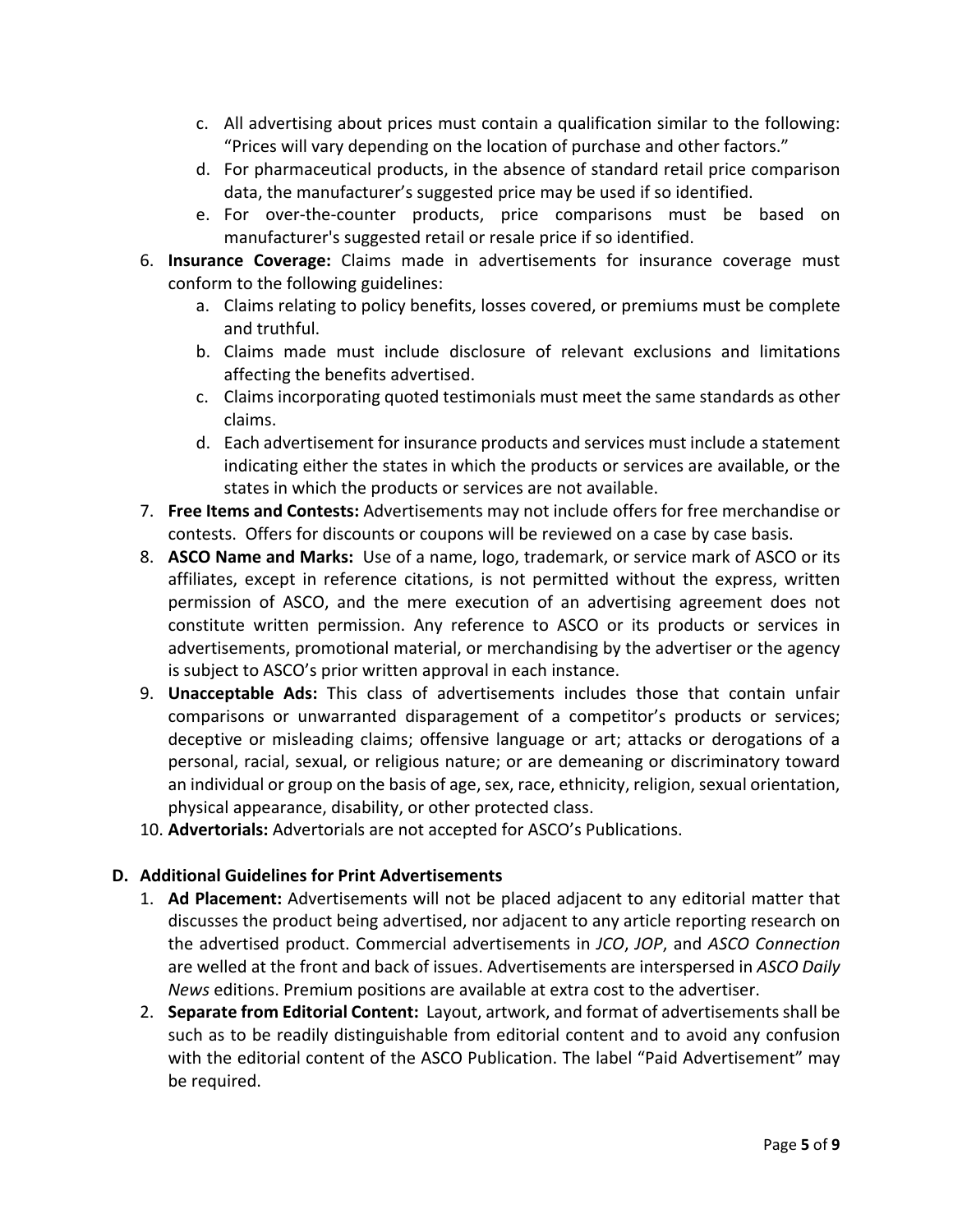c. All advertising about prices must contain a qualification similar to the following: "Prices will vary depending on the location of purchase and other factors."
d. For pharmaceutical products, in the absence of standard retail price comparison data, the manufacturer's suggested price may be used if so identified.
e. For over-the-counter products, price comparisons must be based on manufacturer's suggested retail or resale price if so identified.

6. **Insurance Coverage:** Claims made in advertisements for insurance coverage must conform to the following guidelines:
   a. Claims relating to policy benefits, losses covered, or premiums must be complete and truthful.
   b. Claims made must include disclosure of relevant exclusions and limitations affecting the benefits advertised.
   c. Claims incorporating quoted testimonials must meet the same standards as other claims.
   d. Each advertisement for insurance products and services must include a statement indicating either the states in which the products or services are available, or the states in which the products or services are not available.
7. **Free Items and Contests:** Advertisements may not include offers for free merchandise or contests. Offers for discounts or coupons will be reviewed on a case by case basis.
8. **ASCO Name and Marks:** Use of a name, logo, trademark, or service mark of ASCO or its affiliates, except in reference citations, is not permitted without the express, written permission of ASCO, and the mere execution of an advertising agreement does not constitute written permission. Any reference to ASCO or its products or services in advertisements, promotional material, or merchandising by the advertiser or the agency is subject to ASCO's prior written approval in each instance.
9. **Unacceptable Ads:** This class of advertisements includes those that contain unfair comparisons or unwarranted disparagement of a competitor's products or services; deceptive or misleading claims; offensive language or art; attacks or derogations of a personal, racial, sexual, or religious nature; or are demeaning or discriminatory toward an individual or group on the basis of age, sex, race, ethnicity, religion, sexual orientation, physical appearance, disability, or other protected class.
10. **Advertorials:** Advertorials are not accepted for ASCO's Publications.

**D. Additional Guidelines for Print Advertisements**

1. **Ad Placement:** Advertisements will not be placed adjacent to any editorial matter that discusses the product being advertised, nor adjacent to any article reporting research on the advertised product. Commercial advertisements in *JCO*, *JOP*, and *ASCO Connection* are welled at the front and back of issues. Advertisements are interspersed in *ASCO Daily News* editions. Premium positions are available at extra cost to the advertiser.
2. **Separate from Editorial Content:** Layout, artwork, and format of advertisements shall be such as to be readily distinguishable from editorial content and to avoid any confusion with the editorial content of the ASCO Publication. The label "Paid Advertisement" may be required.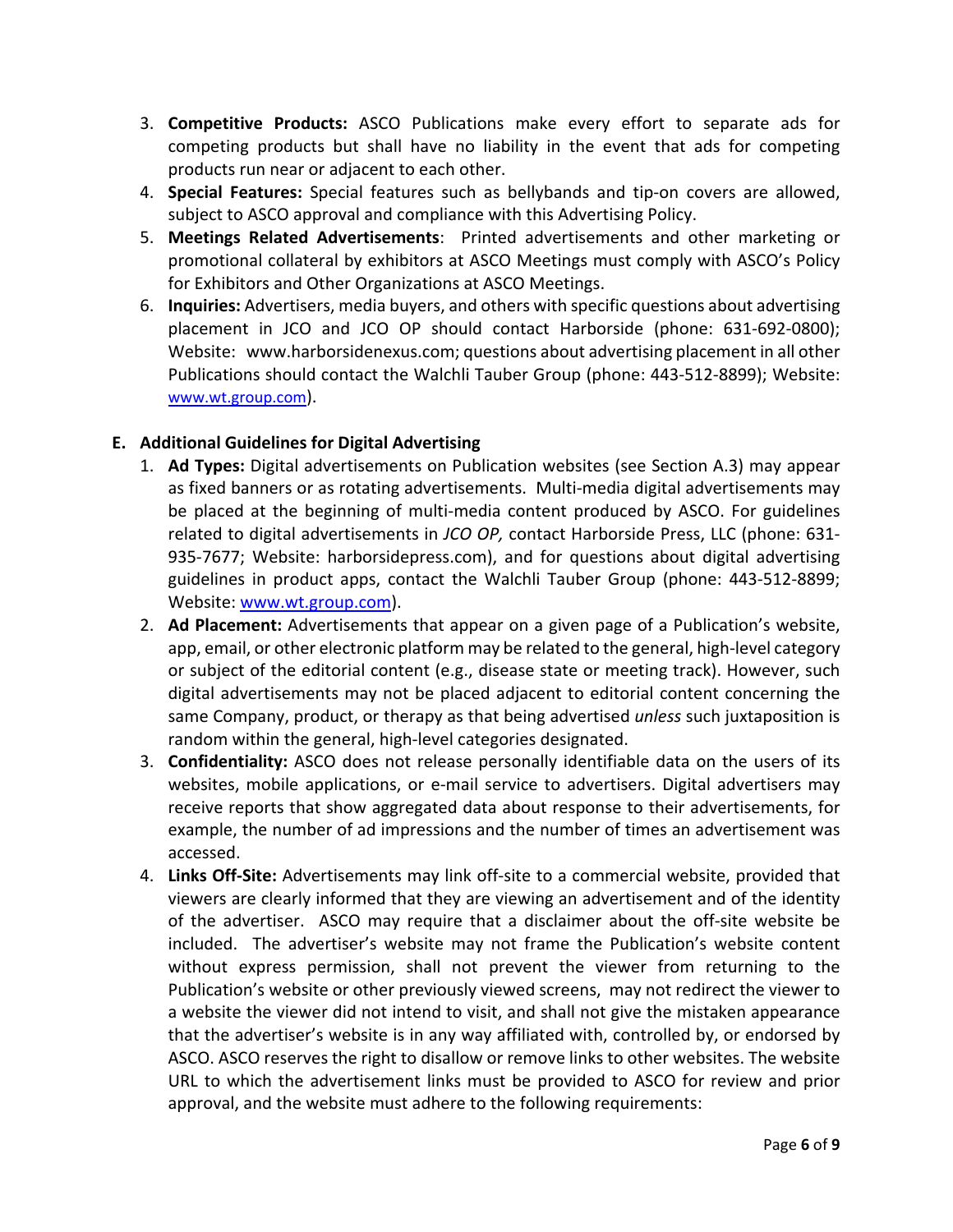3. **Competitive Products:** ASCO Publications make every effort to separate ads for competing products but shall have no liability in the event that ads for competing products run near or adjacent to each other.
4. **Special Features:** Special features such as bellybands and tip-on covers are allowed, subject to ASCO approval and compliance with this Advertising Policy.
5. **Meetings Related Advertisements**: Printed advertisements and other marketing or promotional collateral by exhibitors at ASCO Meetings must comply with ASCO's Policy for Exhibitors and Other Organizations at ASCO Meetings.
6. **Inquiries:** Advertisers, media buyers, and others with specific questions about advertising placement in JCO and JCO OP should contact Harborside (phone: 631-692-0800); Website: www.harborsidenexus.com; questions about advertising placement in all other Publications should contact the Walchli Tauber Group (phone: 443-512-8899); Website: www.wt.group.com).

## E. Additional Guidelines for Digital Advertising

1. **Ad Types:** Digital advertisements on Publication websites (see Section A.3) may appear as fixed banners or as rotating advertisements. Multi-media digital advertisements may be placed at the beginning of multi-media content produced by ASCO. For guidelines related to digital advertisements in *JCO OP,* contact Harborside Press, LLC (phone: 631-935-7677; Website: harborsidepress.com), and for questions about digital advertising guidelines in product apps, contact the Walchli Tauber Group (phone: 443-512-8899; Website: www.wt.group.com).
2. **Ad Placement:** Advertisements that appear on a given page of a Publication's website, app, email, or other electronic platform may be related to the general, high-level category or subject of the editorial content (e.g., disease state or meeting track). However, such digital advertisements may not be placed adjacent to editorial content concerning the same Company, product, or therapy as that being advertised *unless* such juxtaposition is random within the general, high-level categories designated.
3. **Confidentiality:** ASCO does not release personally identifiable data on the users of its websites, mobile applications, or e-mail service to advertisers. Digital advertisers may receive reports that show aggregated data about response to their advertisements, for example, the number of ad impressions and the number of times an advertisement was accessed.
4. **Links Off-Site:** Advertisements may link off-site to a commercial website, provided that viewers are clearly informed that they are viewing an advertisement and of the identity of the advertiser. ASCO may require that a disclaimer about the off-site website be included. The advertiser's website may not frame the Publication's website content without express permission, shall not prevent the viewer from returning to the Publication's website or other previously viewed screens, may not redirect the viewer to a website the viewer did not intend to visit, and shall not give the mistaken appearance that the advertiser's website is in any way affiliated with, controlled by, or endorsed by ASCO. ASCO reserves the right to disallow or remove links to other websites. The website URL to which the advertisement links must be provided to ASCO for review and prior approval, and the website must adhere to the following requirements: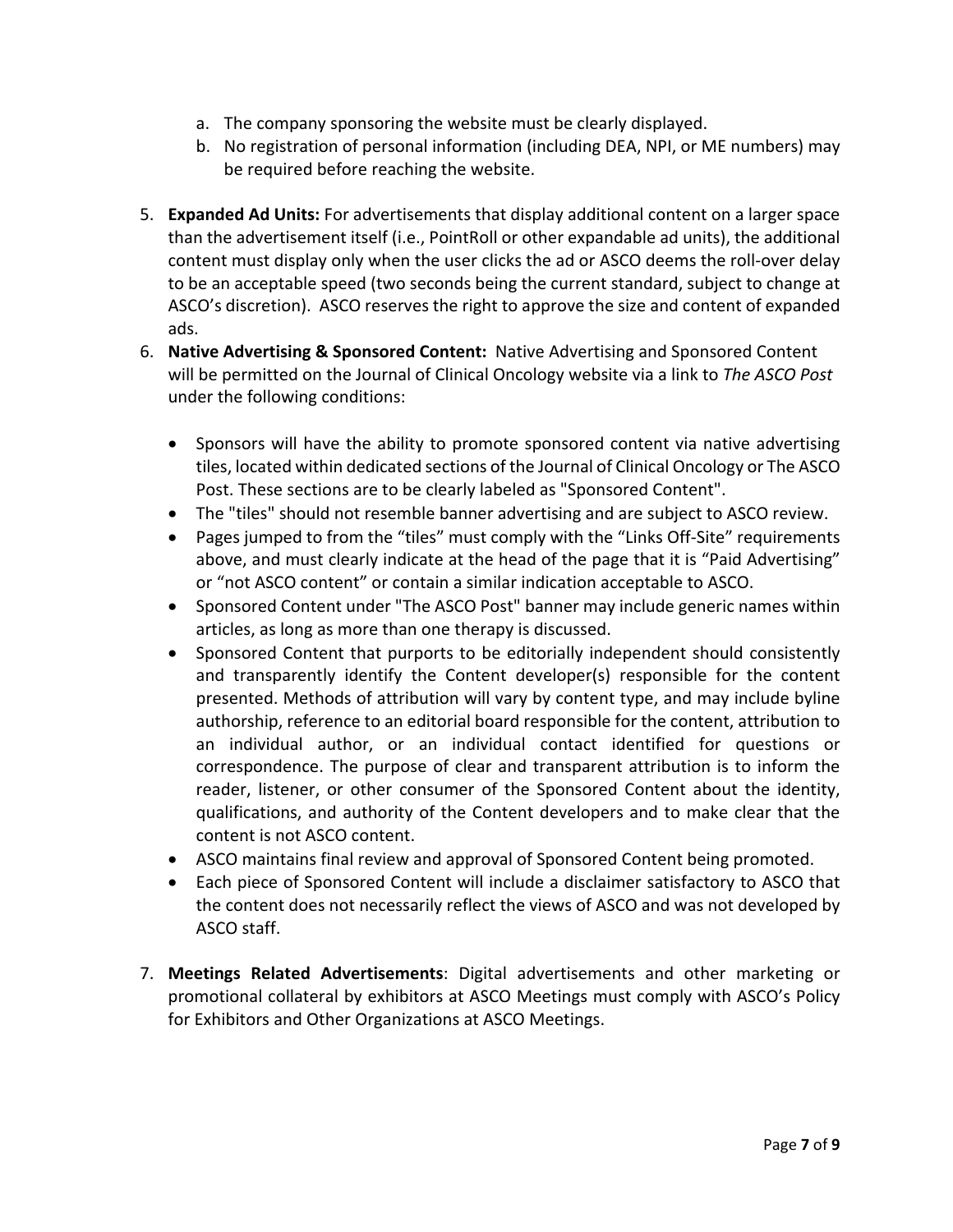a. The company sponsoring the website must be clearly displayed.
   b. No registration of personal information (including DEA, NPI, or ME numbers) may be required before reaching the website.

5. **Expanded Ad Units:** For advertisements that display additional content on a larger space than the advertisement itself (i.e., PointRoll or other expandable ad units), the additional content must display only when the user clicks the ad or ASCO deems the roll-over delay to be an acceptable speed (two seconds being the current standard, subject to change at ASCO's discretion). ASCO reserves the right to approve the size and content of expanded ads.
6. **Native Advertising & Sponsored Content:** Native Advertising and Sponsored Content will be permitted on the Journal of Clinical Oncology website via a link to *The ASCO Post* under the following conditions:

   - Sponsors will have the ability to promote sponsored content via native advertising tiles, located within dedicated sections of the Journal of Clinical Oncology or The ASCO Post. These sections are to be clearly labeled as "Sponsored Content".
   - The "tiles" should not resemble banner advertising and are subject to ASCO review.
   - Pages jumped to from the "tiles" must comply with the "Links Off-Site" requirements above, and must clearly indicate at the head of the page that it is "Paid Advertising" or "not ASCO content" or contain a similar indication acceptable to ASCO.
   - Sponsored Content under "The ASCO Post" banner may include generic names within articles, as long as more than one therapy is discussed.
   - Sponsored Content that purports to be editorially independent should consistently and transparently identify the Content developer(s) responsible for the content presented. Methods of attribution will vary by content type, and may include byline authorship, reference to an editorial board responsible for the content, attribution to an individual author, or an individual contact identified for questions or correspondence. The purpose of clear and transparent attribution is to inform the reader, listener, or other consumer of the Sponsored Content about the identity, qualifications, and authority of the Content developers and to make clear that the content is not ASCO content.
   - ASCO maintains final review and approval of Sponsored Content being promoted.
   - Each piece of Sponsored Content will include a disclaimer satisfactory to ASCO that the content does not necessarily reflect the views of ASCO and was not developed by ASCO staff.

7. **Meetings Related Advertisements**: Digital advertisements and other marketing or promotional collateral by exhibitors at ASCO Meetings must comply with ASCO's Policy for Exhibitors and Other Organizations at ASCO Meetings.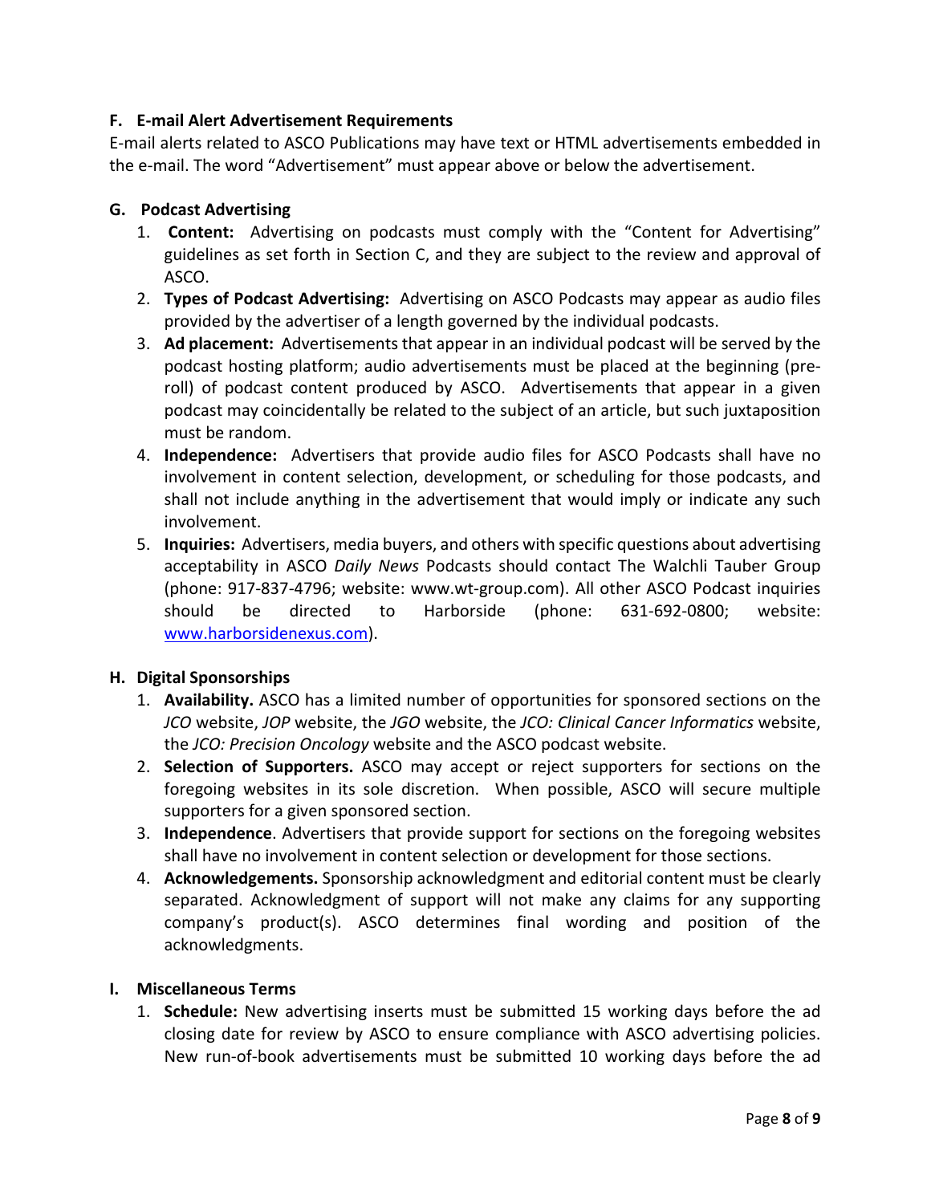### F. E-mail Alert Advertisement Requirements

E-mail alerts related to ASCO Publications may have text or HTML advertisements embedded in the e-mail. The word "Advertisement" must appear above or below the advertisement.

### G. Podcast Advertising

1. **Content:** Advertising on podcasts must comply with the "Content for Advertising" guidelines as set forth in Section C, and they are subject to the review and approval of ASCO.
2. **Types of Podcast Advertising:** Advertising on ASCO Podcasts may appear as audio files provided by the advertiser of a length governed by the individual podcasts.
3. **Ad placement:** Advertisements that appear in an individual podcast will be served by the podcast hosting platform; audio advertisements must be placed at the beginning (pre-roll) of podcast content produced by ASCO. Advertisements that appear in a given podcast may coincidentally be related to the subject of an article, but such juxtaposition must be random.
4. **Independence:** Advertisers that provide audio files for ASCO Podcasts shall have no involvement in content selection, development, or scheduling for those podcasts, and shall not include anything in the advertisement that would imply or indicate any such involvement.
5. **Inquiries:** Advertisers, media buyers, and others with specific questions about advertising acceptability in ASCO *Daily News* Podcasts should contact The Walchli Tauber Group (phone: 917-837-4796; website: www.wt-group.com). All other ASCO Podcast inquiries should be directed to Harborside (phone: 631-692-0800; website: www.harborsidenexus.com).

### H. Digital Sponsorships

1. **Availability.** ASCO has a limited number of opportunities for sponsored sections on the *JCO* website, *JOP* website, the *JGO* website, the *JCO: Clinical Cancer Informatics* website, the *JCO: Precision Oncology* website and the ASCO podcast website.
2. **Selection of Supporters.** ASCO may accept or reject supporters for sections on the foregoing websites in its sole discretion. When possible, ASCO will secure multiple supporters for a given sponsored section.
3. **Independence**. Advertisers that provide support for sections on the foregoing websites shall have no involvement in content selection or development for those sections.
4. **Acknowledgements.** Sponsorship acknowledgment and editorial content must be clearly separated. Acknowledgment of support will not make any claims for any supporting company's product(s). ASCO determines final wording and position of the acknowledgments.

### I. Miscellaneous Terms

1. **Schedule:** New advertising inserts must be submitted 15 working days before the ad closing date for review by ASCO to ensure compliance with ASCO advertising policies. New run-of-book advertisements must be submitted 10 working days before the ad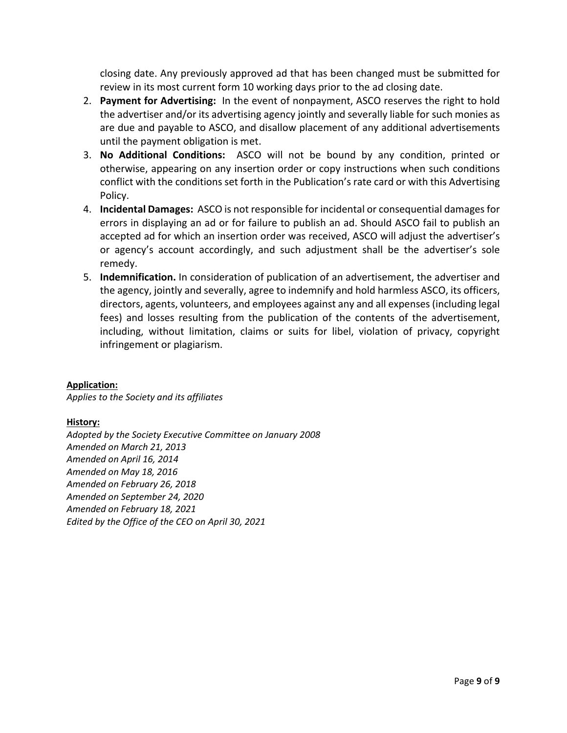closing date. Any previously approved ad that has been changed must be submitted for review in its most current form 10 working days prior to the ad closing date.

2. **Payment for Advertising:** In the event of nonpayment, ASCO reserves the right to hold the advertiser and/or its advertising agency jointly and severally liable for such monies as are due and payable to ASCO, and disallow placement of any additional advertisements until the payment obligation is met.
3. **No Additional Conditions:** ASCO will not be bound by any condition, printed or otherwise, appearing on any insertion order or copy instructions when such conditions conflict with the conditions set forth in the Publication's rate card or with this Advertising Policy.
4. **Incidental Damages:** ASCO is not responsible for incidental or consequential damages for errors in displaying an ad or for failure to publish an ad. Should ASCO fail to publish an accepted ad for which an insertion order was received, ASCO will adjust the advertiser's or agency's account accordingly, and such adjustment shall be the advertiser's sole remedy.
5. **Indemnification.** In consideration of publication of an advertisement, the advertiser and the agency, jointly and severally, agree to indemnify and hold harmless ASCO, its officers, directors, agents, volunteers, and employees against any and all expenses (including legal fees) and losses resulting from the publication of the contents of the advertisement, including, without limitation, claims or suits for libel, violation of privacy, copyright infringement or plagiarism.

**Application:**

*Applies to the Society and its affiliates*

**History:**

*Adopted by the Society Executive Committee on January 2008*
*Amended on March 21, 2013*
*Amended on April 16, 2014*
*Amended on May 18, 2016*
*Amended on February 26, 2018*
*Amended on September 24, 2020*
*Amended on February 18, 2021*
*Edited by the Office of the CEO on April 30, 2021*